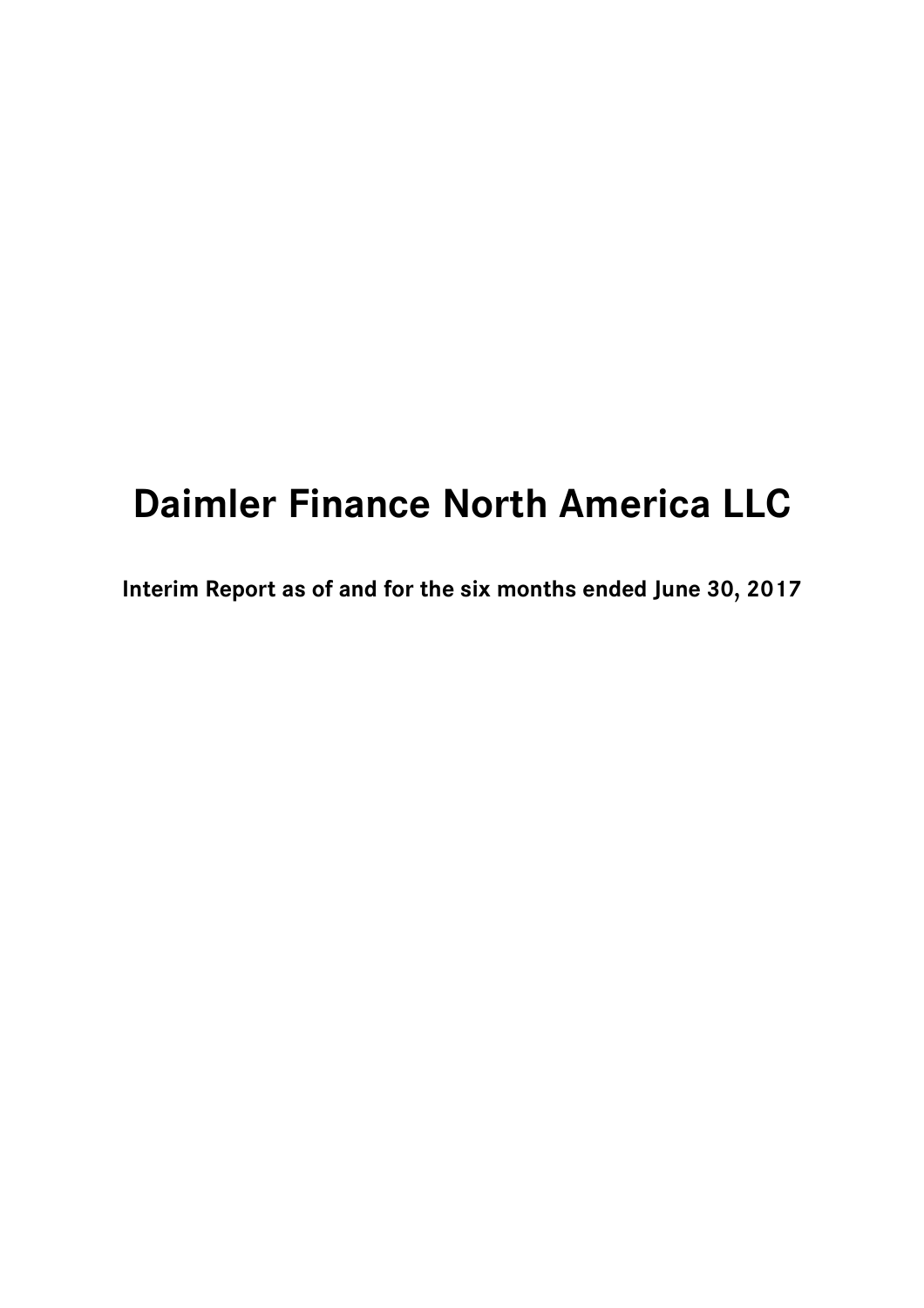# Daimler Finance North America LLC

**Interim Report as of and for the six months ended June 30, 2017**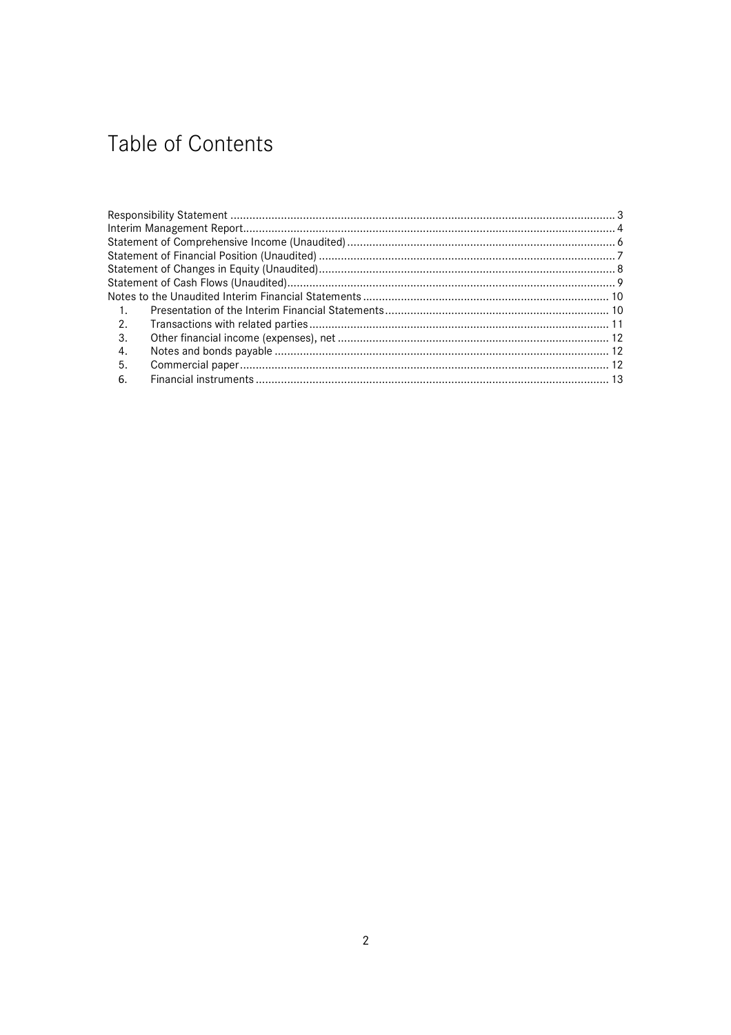# Table of Contents

Responsibility Statement ........................................................................................................................ 3
Interim Management Report..................................................................................................................... 4
Statement of Comprehensive Income (Unaudited) ..................................................................................... 6
Statement of Financial Position (Unaudited) ............................................................................................. 7
Statement of Changes in Equity (Unaudited)............................................................................................. 8
Statement of Cash Flows (Unaudited)........................................................................................................ 9
Notes to the Unaudited Interim Financial Statements ............................................................................. 10

1. Presentation of the Interim Financial Statements...................................................................... 10
2. Transactions with related parties.............................................................................................. 11
3. Other financial income (expenses), net ..................................................................................... 12
4. Notes and bonds payable ......................................................................................................... 12
5. Commercial paper.................................................................................................................... 12
6. Financial instruments ............................................................................................................... 13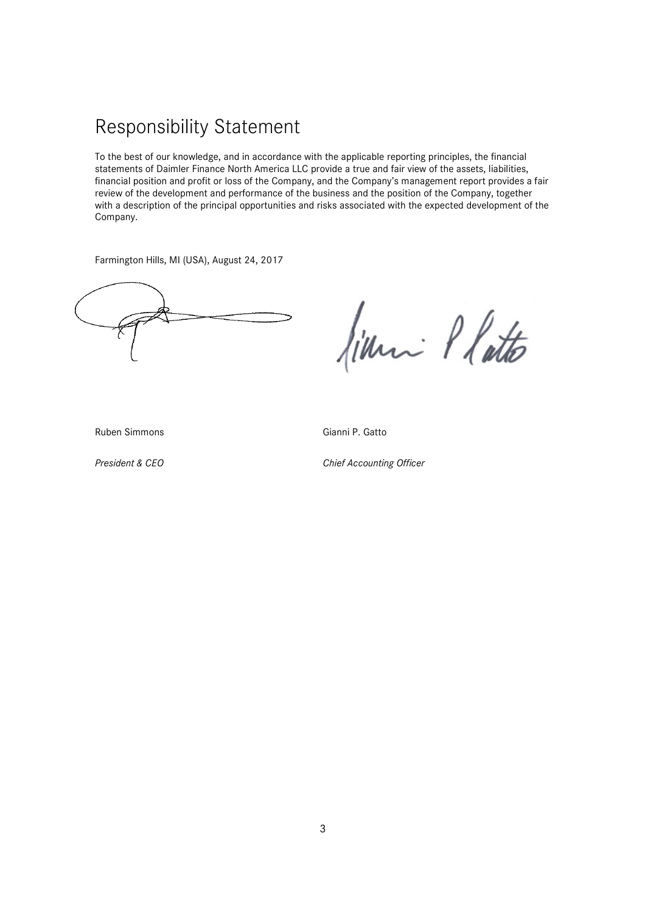# Responsibility Statement

To the best of our knowledge, and in accordance with the applicable reporting principles, the financial statements of Daimler Finance North America LLC provide a true and fair view of the assets, liabilities, financial position and profit or loss of the Company, and the Company's management report provides a fair review of the development and performance of the business and the position of the Company, together with a description of the principal opportunities and risks associated with the expected development of the Company.

Farmington Hills, MI (USA), August 24, 2017

Ruben Simmons

*President & CEO*

Gianni P. Gatto

*Chief Accounting Officer*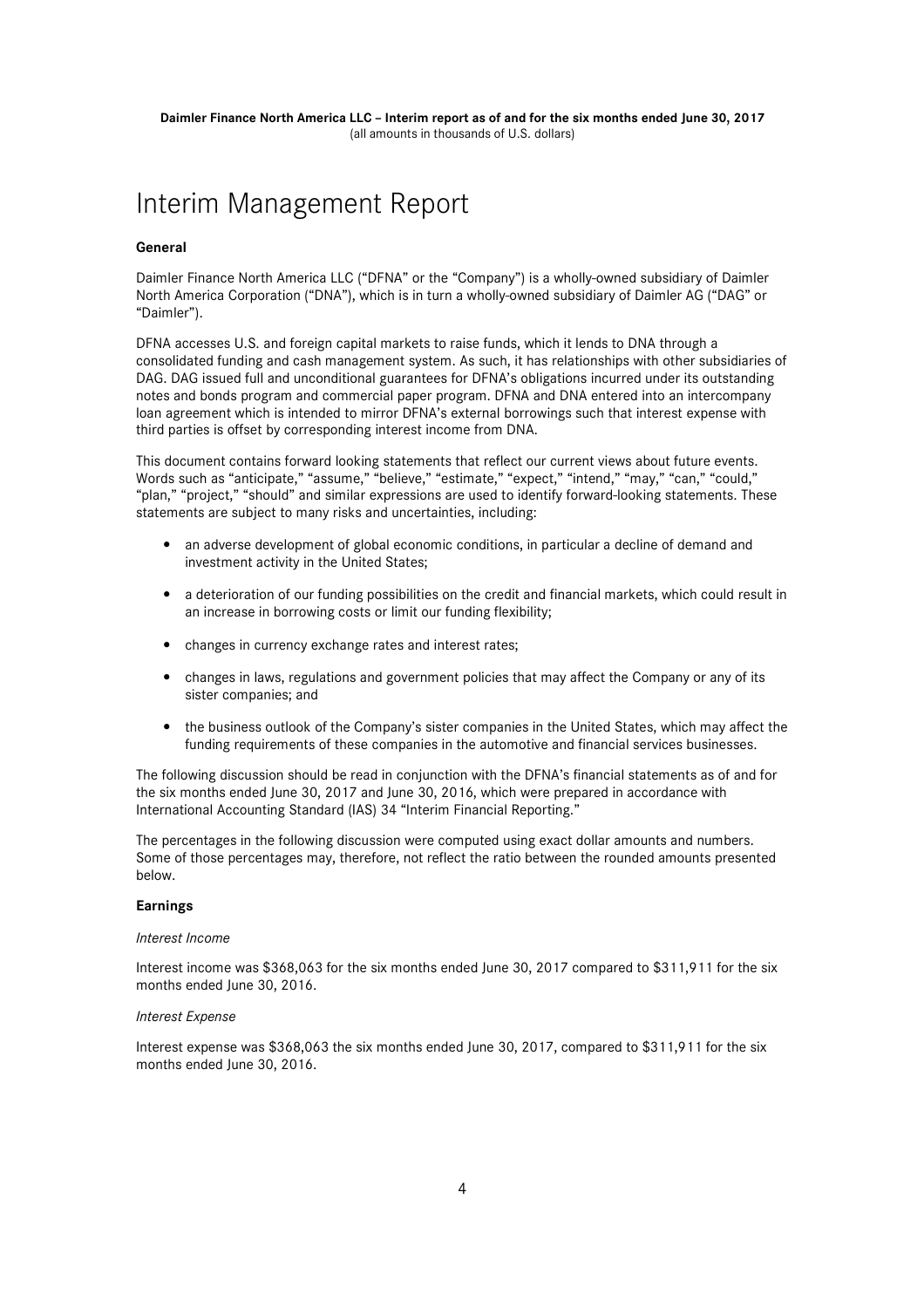# Interim Management Report

**General**

Daimler Finance North America LLC ("DFNA" or the "Company") is a wholly-owned subsidiary of Daimler North America Corporation ("DNA"), which is in turn a wholly-owned subsidiary of Daimler AG ("DAG" or "Daimler").

DFNA accesses U.S. and foreign capital markets to raise funds, which it lends to DNA through a consolidated funding and cash management system. As such, it has relationships with other subsidiaries of DAG. DAG issued full and unconditional guarantees for DFNA's obligations incurred under its outstanding notes and bonds program and commercial paper program. DFNA and DNA entered into an intercompany loan agreement which is intended to mirror DFNA's external borrowings such that interest expense with third parties is offset by corresponding interest income from DNA.

This document contains forward looking statements that reflect our current views about future events. Words such as "anticipate," "assume," "believe," "estimate," "expect," "intend," "may," "can," "could," "plan," "project," "should" and similar expressions are used to identify forward-looking statements. These statements are subject to many risks and uncertainties, including:

- an adverse development of global economic conditions, in particular a decline of demand and investment activity in the United States;
- a deterioration of our funding possibilities on the credit and financial markets, which could result in an increase in borrowing costs or limit our funding flexibility;
- changes in currency exchange rates and interest rates;
- changes in laws, regulations and government policies that may affect the Company or any of its sister companies; and
- the business outlook of the Company's sister companies in the United States, which may affect the funding requirements of these companies in the automotive and financial services businesses.

The following discussion should be read in conjunction with the DFNA's financial statements as of and for the six months ended June 30, 2017 and June 30, 2016, which were prepared in accordance with International Accounting Standard (IAS) 34 "Interim Financial Reporting."

The percentages in the following discussion were computed using exact dollar amounts and numbers. Some of those percentages may, therefore, not reflect the ratio between the rounded amounts presented below.

**Earnings**

*Interest Income*

Interest income was $368,063 for the six months ended June 30, 2017 compared to $311,911 for the six months ended June 30, 2016.

*Interest Expense*

Interest expense was $368,063 the six months ended June 30, 2017, compared to $311,911 for the six months ended June 30, 2016.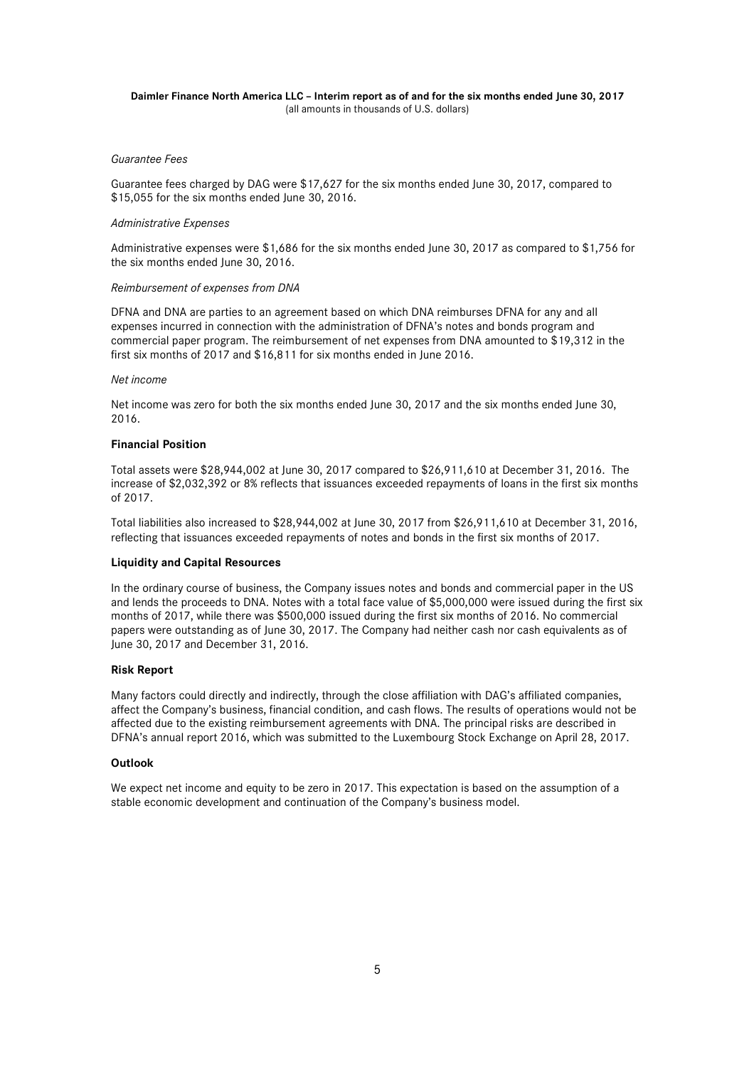*Guarantee Fees*

Guarantee fees charged by DAG were $17,627 for the six months ended June 30, 2017, compared to $15,055 for the six months ended June 30, 2016.

*Administrative Expenses*

Administrative expenses were $1,686 for the six months ended June 30, 2017 as compared to $1,756 for the six months ended June 30, 2016.

*Reimbursement of expenses from DNA*

DFNA and DNA are parties to an agreement based on which DNA reimburses DFNA for any and all expenses incurred in connection with the administration of DFNA's notes and bonds program and commercial paper program. The reimbursement of net expenses from DNA amounted to $19,312 in the first six months of 2017 and $16,811 for six months ended in June 2016.

*Net income*

Net income was zero for both the six months ended June 30, 2017 and the six months ended June 30, 2016.

**Financial Position**

Total assets were $28,944,002 at June 30, 2017 compared to $26,911,610 at December 31, 2016. The increase of $2,032,392 or 8% reflects that issuances exceeded repayments of loans in the first six months of 2017.

Total liabilities also increased to $28,944,002 at June 30, 2017 from $26,911,610 at December 31, 2016, reflecting that issuances exceeded repayments of notes and bonds in the first six months of 2017.

**Liquidity and Capital Resources**

In the ordinary course of business, the Company issues notes and bonds and commercial paper in the US and lends the proceeds to DNA. Notes with a total face value of $5,000,000 were issued during the first six months of 2017, while there was $500,000 issued during the first six months of 2016. No commercial papers were outstanding as of June 30, 2017. The Company had neither cash nor cash equivalents as of June 30, 2017 and December 31, 2016.

**Risk Report**

Many factors could directly and indirectly, through the close affiliation with DAG's affiliated companies, affect the Company's business, financial condition, and cash flows. The results of operations would not be affected due to the existing reimbursement agreements with DNA. The principal risks are described in DFNA's annual report 2016, which was submitted to the Luxembourg Stock Exchange on April 28, 2017.

**Outlook**

We expect net income and equity to be zero in 2017. This expectation is based on the assumption of a stable economic development and continuation of the Company's business model.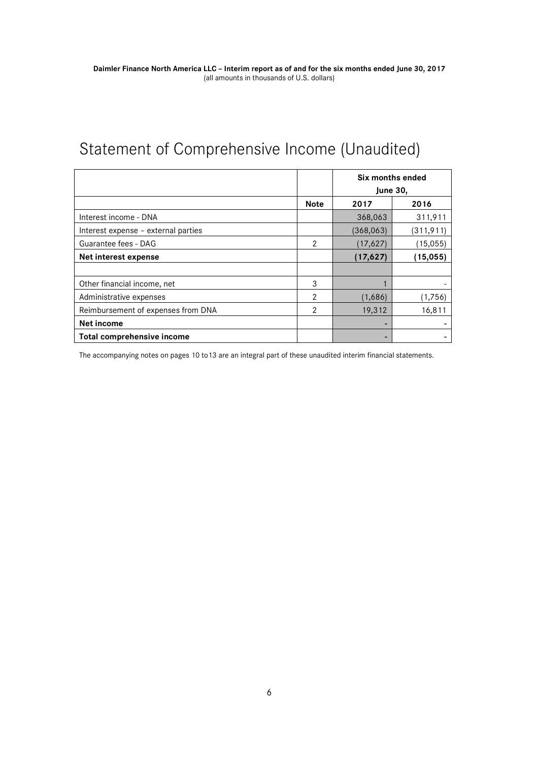# Statement of Comprehensive Income (Unaudited)

| | | Six months ended June 30, | |
|---|---|---|---|
| | **Note** | **2017** | **2016** |
| Interest income - DNA | | 368,063 | 311,911 |
| Interest expense – external parties | | (368,063) | (311,911) |
| Guarantee fees - DAG | 2 | (17,627) | (15,055) |
| **Net interest expense** | | **(17,627)** | **(15,055)** |
| | | | |
| Other financial income, net | 3 | 1 | - |
| Administrative expenses | 2 | (1,686) | (1,756) |
| Reimbursement of expenses from DNA | 2 | 19,312 | 16,811 |
| **Net income** | | - | - |
| **Total comprehensive income** | | - | - |

The accompanying notes on pages 10 to13 are an integral part of these unaudited interim financial statements.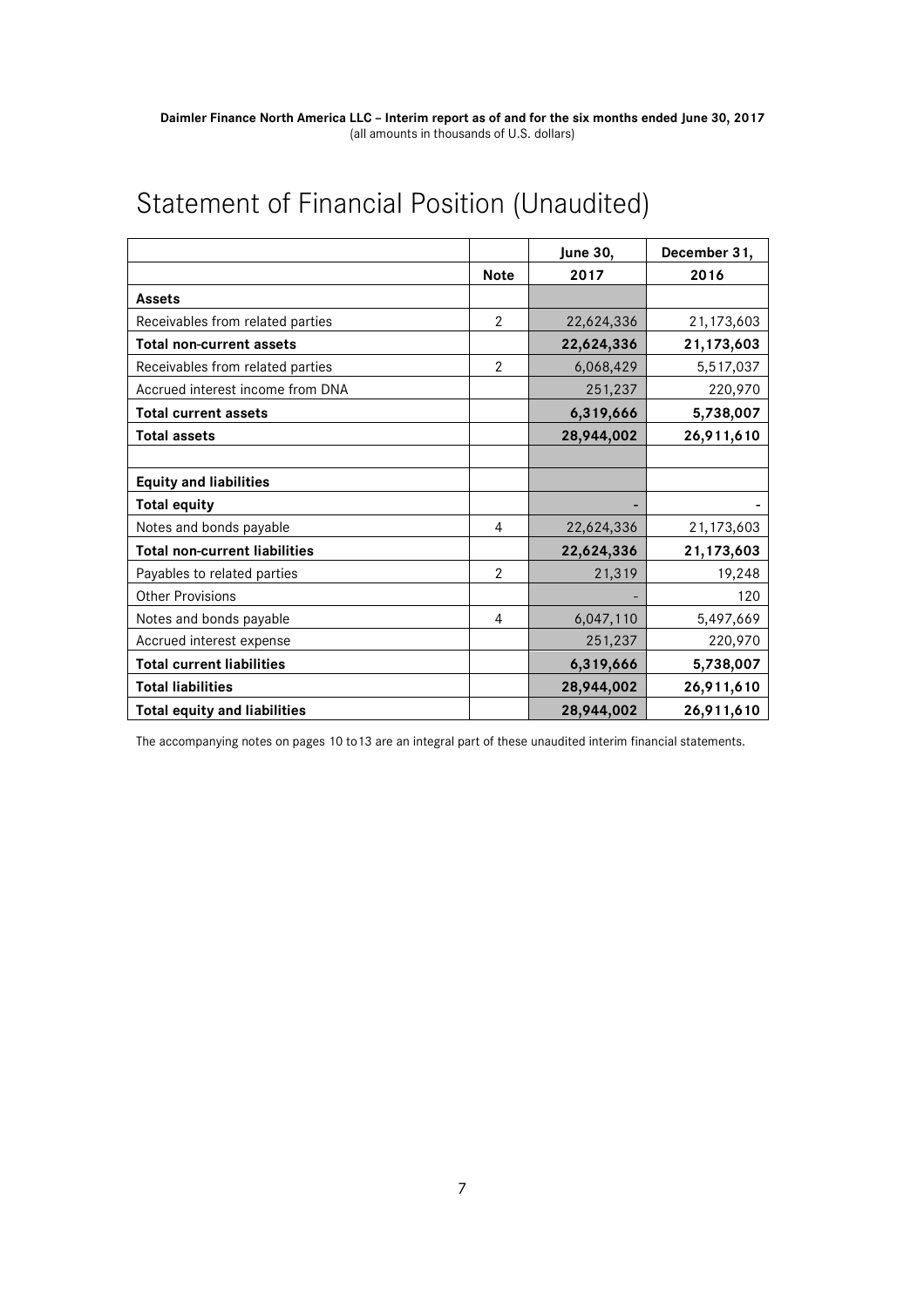# Statement of Financial Position (Unaudited)

| | | June 30, | December 31, |
|---|---|---|---|
| | Note | 2017 | 2016 |
| **Assets** | | | |
| Receivables from related parties | 2 | 22,624,336 | 21,173,603 |
| **Total non-current assets** | | **22,624,336** | **21,173,603** |
| Receivables from related parties | 2 | 6,068,429 | 5,517,037 |
| Accrued interest income from DNA | | 251,237 | 220,970 |
| **Total current assets** | | **6,319,666** | **5,738,007** |
| **Total assets** | | **28,944,002** | **26,911,610** |
| | | | |
| **Equity and liabilities** | | | |
| **Total equity** | | - | - |
| Notes and bonds payable | 4 | 22,624,336 | 21,173,603 |
| **Total non-current liabilities** | | **22,624,336** | **21,173,603** |
| Payables to related parties | 2 | 21,319 | 19,248 |
| Other Provisions | | - | 120 |
| Notes and bonds payable | 4 | 6,047,110 | 5,497,669 |
| Accrued interest expense | | 251,237 | 220,970 |
| **Total current liabilities** | | **6,319,666** | **5,738,007** |
| **Total liabilities** | | **28,944,002** | **26,911,610** |
| **Total equity and liabilities** | | **28,944,002** | **26,911,610** |

The accompanying notes on pages 10 to13 are an integral part of these unaudited interim financial statements.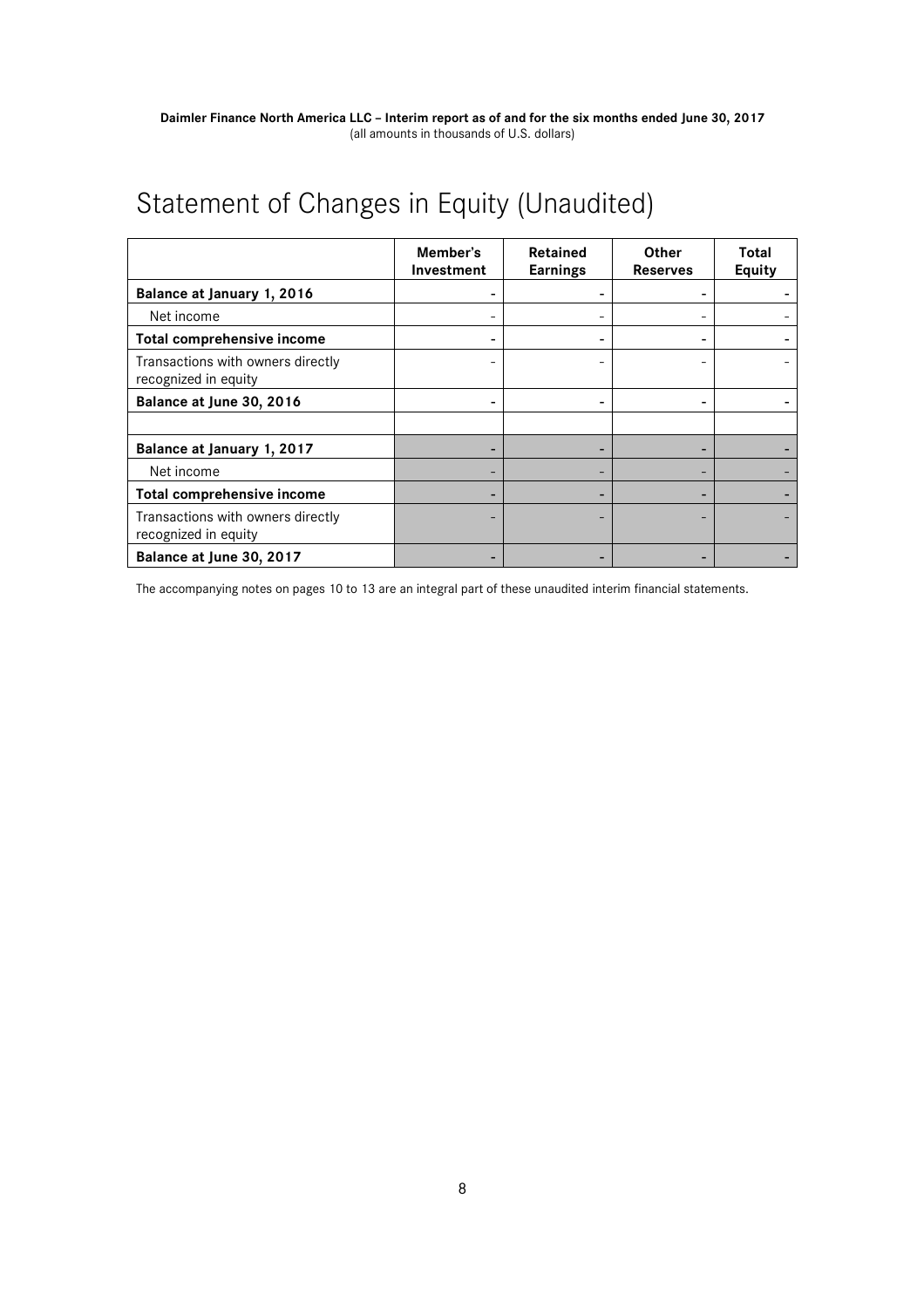# Statement of Changes in Equity (Unaudited)

| | Member's Investment | Retained Earnings | Other Reserves | Total Equity |
|---|---|---|---|---|
| **Balance at January 1, 2016** | - | - | - | - |
| Net income | - | - | - | - |
| **Total comprehensive income** | - | - | - | - |
| Transactions with owners directly recognized in equity | - | - | - | - |
| **Balance at June 30, 2016** | - | - | - | - |
| | | | | |
| **Balance at January 1, 2017** | - | - | - | - |
| Net income | - | - | - | - |
| **Total comprehensive income** | - | - | - | - |
| Transactions with owners directly recognized in equity | - | - | - | - |
| **Balance at June 30, 2017** | - | - | - | - |

The accompanying notes on pages 10 to 13 are an integral part of these unaudited interim financial statements.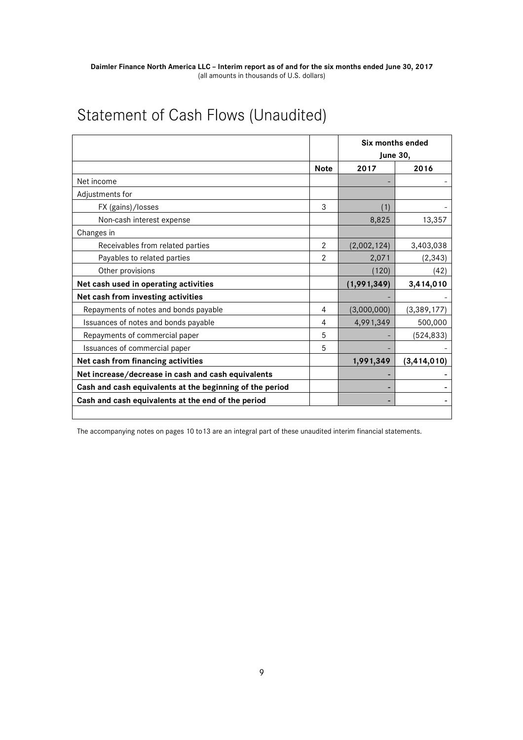**Daimler Finance North America LLC – Interim report as of and for the six months ended June 30, 2017**
(all amounts in thousands of U.S. dollars)

# Statement of Cash Flows (Unaudited)

| | | Six months ended June 30, | |
|---|---|---|---|
| | **Note** | **2017** | **2016** |
| Net income | | - | - |
| Adjustments for | | | |
| FX (gains)/losses | 3 | (1) | - |
| Non-cash interest expense | | 8,825 | 13,357 |
| Changes in | | | |
| Receivables from related parties | 2 | (2,002,124) | 3,403,038 |
| Payables to related parties | 2 | 2,071 | (2,343) |
| Other provisions | | (120) | (42) |
| **Net cash used in operating activities** | | **(1,991,349)** | **3,414,010** |
| **Net cash from investing activities** | | - | - |
| Repayments of notes and bonds payable | 4 | (3,000,000) | (3,389,177) |
| Issuances of notes and bonds payable | 4 | 4,991,349 | 500,000 |
| Repayments of commercial paper | 5 | - | (524,833) |
| Issuances of commercial paper | 5 | - | - |
| **Net cash from financing activities** | | **1,991,349** | **(3,414,010)** |
| **Net increase/decrease in cash and cash equivalents** | | - | - |
| **Cash and cash equivalents at the beginning of the period** | | - | - |
| **Cash and cash equivalents at the end of the period** | | - | - |

The accompanying notes on pages 10 to13 are an integral part of these unaudited interim financial statements.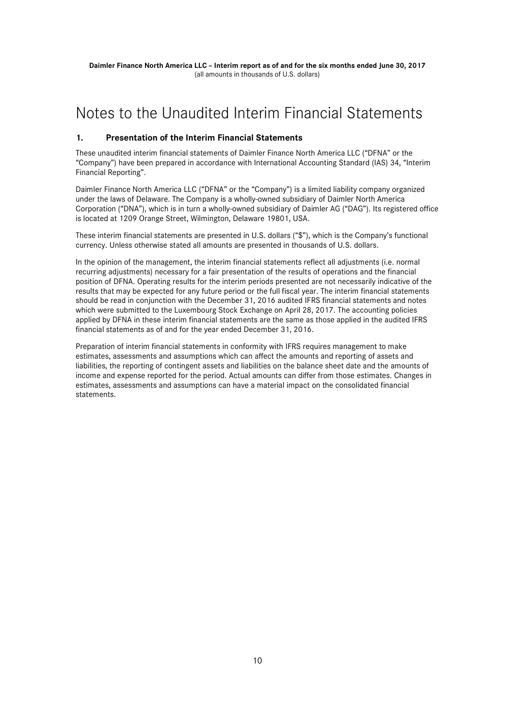# Notes to the Unaudited Interim Financial Statements

## 1. Presentation of the Interim Financial Statements

These unaudited interim financial statements of Daimler Finance North America LLC ("DFNA" or the "Company") have been prepared in accordance with International Accounting Standard (IAS) 34, "Interim Financial Reporting".

Daimler Finance North America LLC ("DFNA" or the "Company") is a limited liability company organized under the laws of Delaware. The Company is a wholly-owned subsidiary of Daimler North America Corporation ("DNA"), which is in turn a wholly-owned subsidiary of Daimler AG ("DAG"). Its registered office is located at 1209 Orange Street, Wilmington, Delaware 19801, USA.

These interim financial statements are presented in U.S. dollars ("$"), which is the Company's functional currency. Unless otherwise stated all amounts are presented in thousands of U.S. dollars.

In the opinion of the management, the interim financial statements reflect all adjustments (i.e. normal recurring adjustments) necessary for a fair presentation of the results of operations and the financial position of DFNA. Operating results for the interim periods presented are not necessarily indicative of the results that may be expected for any future period or the full fiscal year. The interim financial statements should be read in conjunction with the December 31, 2016 audited IFRS financial statements and notes which were submitted to the Luxembourg Stock Exchange on April 28, 2017. The accounting policies applied by DFNA in these interim financial statements are the same as those applied in the audited IFRS financial statements as of and for the year ended December 31, 2016.

Preparation of interim financial statements in conformity with IFRS requires management to make estimates, assessments and assumptions which can affect the amounts and reporting of assets and liabilities, the reporting of contingent assets and liabilities on the balance sheet date and the amounts of income and expense reported for the period. Actual amounts can differ from those estimates. Changes in estimates, assessments and assumptions can have a material impact on the consolidated financial statements.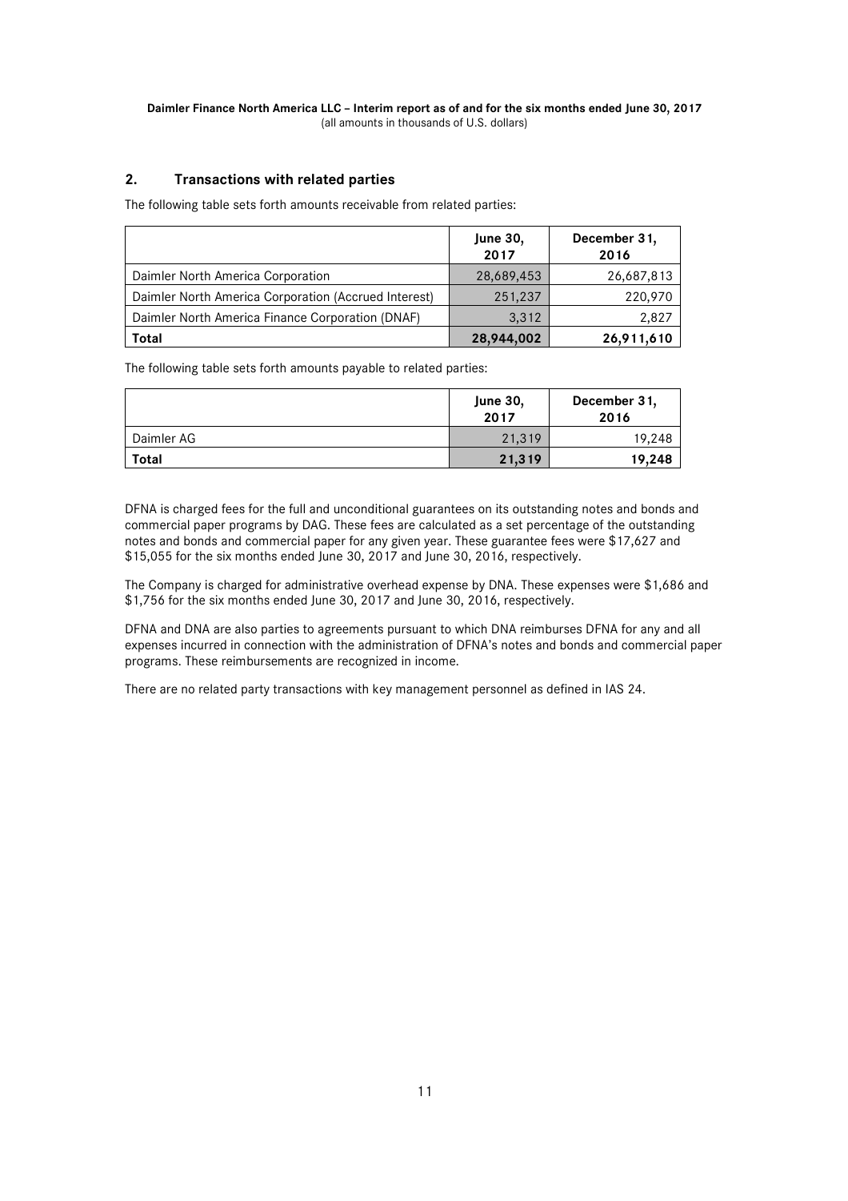## 2. Transactions with related parties

The following table sets forth amounts receivable from related parties:

| | June 30, 2017 | December 31, 2016 |
|---|---|---|
| Daimler North America Corporation | 28,689,453 | 26,687,813 |
| Daimler North America Corporation (Accrued Interest) | 251,237 | 220,970 |
| Daimler North America Finance Corporation (DNAF) | 3,312 | 2,827 |
| **Total** | **28,944,002** | **26,911,610** |

The following table sets forth amounts payable to related parties:

| | June 30, 2017 | December 31, 2016 |
|---|---|---|
| Daimler AG | 21,319 | 19,248 |
| **Total** | **21,319** | **19,248** |

DFNA is charged fees for the full and unconditional guarantees on its outstanding notes and bonds and commercial paper programs by DAG. These fees are calculated as a set percentage of the outstanding notes and bonds and commercial paper for any given year. These guarantee fees were $17,627 and $15,055 for the six months ended June 30, 2017 and June 30, 2016, respectively.

The Company is charged for administrative overhead expense by DNA. These expenses were $1,686 and $1,756 for the six months ended June 30, 2017 and June 30, 2016, respectively.

DFNA and DNA are also parties to agreements pursuant to which DNA reimburses DFNA for any and all expenses incurred in connection with the administration of DFNA's notes and bonds and commercial paper programs. These reimbursements are recognized in income.

There are no related party transactions with key management personnel as defined in IAS 24.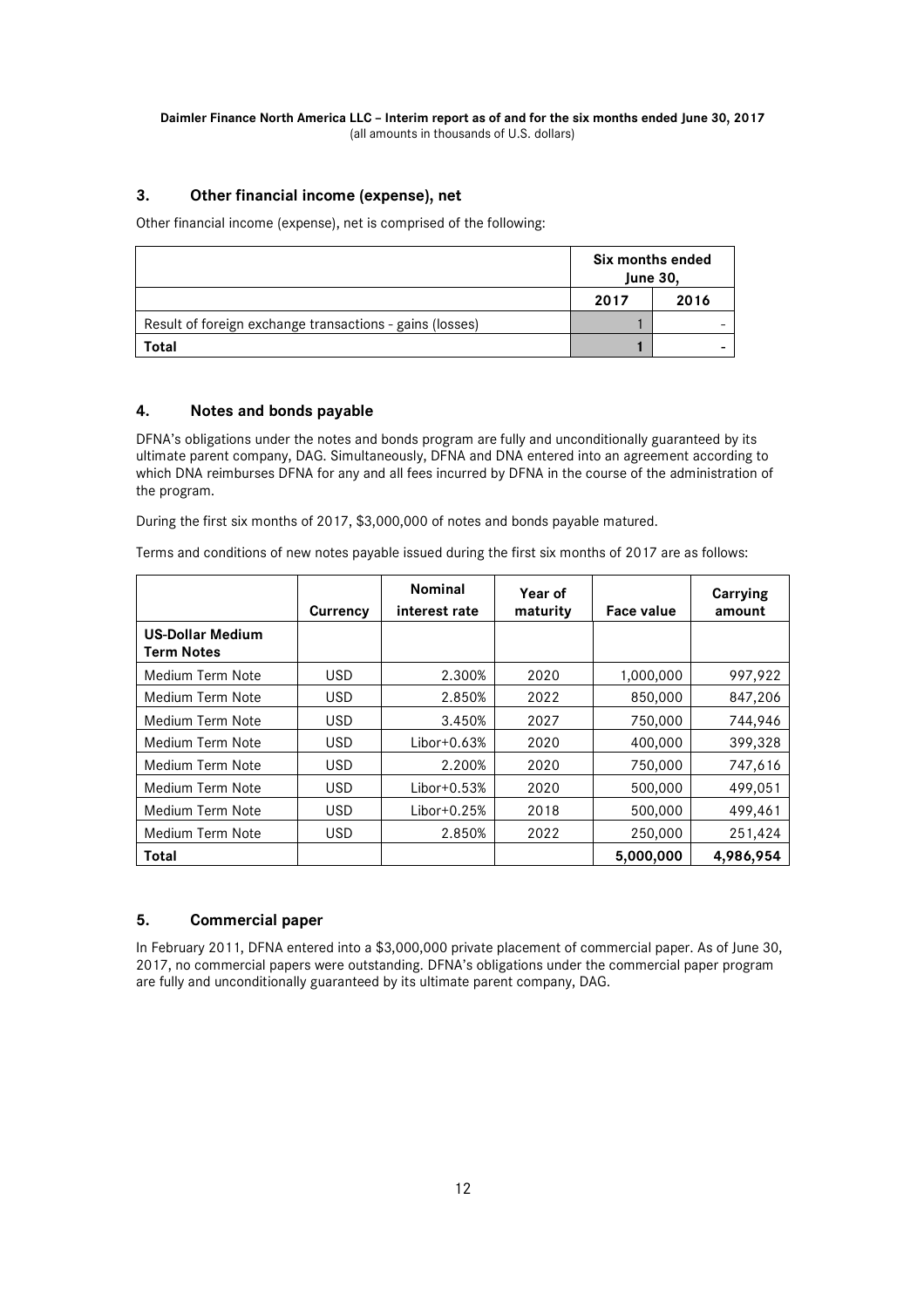## 3. Other financial income (expense), net

Other financial income (expense), net is comprised of the following:

| | Six months ended June 30, | |
|---|---|---|
| | 2017 | 2016 |
| Result of foreign exchange transactions - gains (losses) | 1 | - |
| **Total** | **1** | **-** |

## 4. Notes and bonds payable

DFNA's obligations under the notes and bonds program are fully and unconditionally guaranteed by its ultimate parent company, DAG. Simultaneously, DFNA and DNA entered into an agreement according to which DNA reimburses DFNA for any and all fees incurred by DFNA in the course of the administration of the program.

During the first six months of 2017, $3,000,000 of notes and bonds payable matured.

Terms and conditions of new notes payable issued during the first six months of 2017 are as follows:

| | Currency | Nominal interest rate | Year of maturity | Face value | Carrying amount |
|---|---|---|---|---|---|
| **US-Dollar Medium Term Notes** | | | | | |
| Medium Term Note | USD | 2.300% | 2020 | 1,000,000 | 997,922 |
| Medium Term Note | USD | 2.850% | 2022 | 850,000 | 847,206 |
| Medium Term Note | USD | 3.450% | 2027 | 750,000 | 744,946 |
| Medium Term Note | USD | Libor+0.63% | 2020 | 400,000 | 399,328 |
| Medium Term Note | USD | 2.200% | 2020 | 750,000 | 747,616 |
| Medium Term Note | USD | Libor+0.53% | 2020 | 500,000 | 499,051 |
| Medium Term Note | USD | Libor+0.25% | 2018 | 500,000 | 499,461 |
| Medium Term Note | USD | 2.850% | 2022 | 250,000 | 251,424 |
| **Total** | | | | **5,000,000** | **4,986,954** |

## 5. Commercial paper

In February 2011, DFNA entered into a $3,000,000 private placement of commercial paper. As of June 30, 2017, no commercial papers were outstanding. DFNA's obligations under the commercial paper program are fully and unconditionally guaranteed by its ultimate parent company, DAG.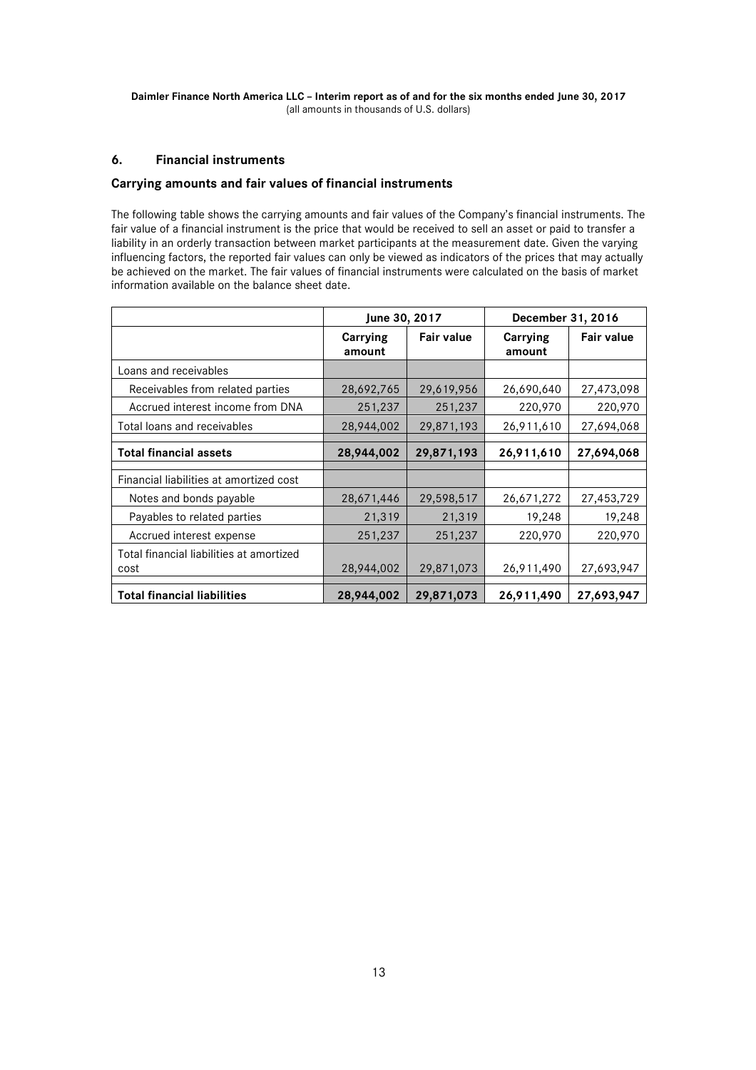## 6. Financial instruments

### Carrying amounts and fair values of financial instruments

The following table shows the carrying amounts and fair values of the Company's financial instruments. The fair value of a financial instrument is the price that would be received to sell an asset or paid to transfer a liability in an orderly transaction between market participants at the measurement date. Given the varying influencing factors, the reported fair values can only be viewed as indicators of the prices that may actually be achieved on the market. The fair values of financial instruments were calculated on the basis of market information available on the balance sheet date.

| | June 30, 2017 | | December 31, 2016 | |
|---|---|---|---|---|
| | Carrying amount | Fair value | Carrying amount | Fair value |
| Loans and receivables | | | | |
| Receivables from related parties | 28,692,765 | 29,619,956 | 26,690,640 | 27,473,098 |
| Accrued interest income from DNA | 251,237 | 251,237 | 220,970 | 220,970 |
| Total loans and receivables | 28,944,002 | 29,871,193 | 26,911,610 | 27,694,068 |
| **Total financial assets** | **28,944,002** | **29,871,193** | **26,911,610** | **27,694,068** |
| Financial liabilities at amortized cost | | | | |
| Notes and bonds payable | 28,671,446 | 29,598,517 | 26,671,272 | 27,453,729 |
| Payables to related parties | 21,319 | 21,319 | 19,248 | 19,248 |
| Accrued interest expense | 251,237 | 251,237 | 220,970 | 220,970 |
| Total financial liabilities at amortized cost | 28,944,002 | 29,871,073 | 26,911,490 | 27,693,947 |
| **Total financial liabilities** | **28,944,002** | **29,871,073** | **26,911,490** | **27,693,947** |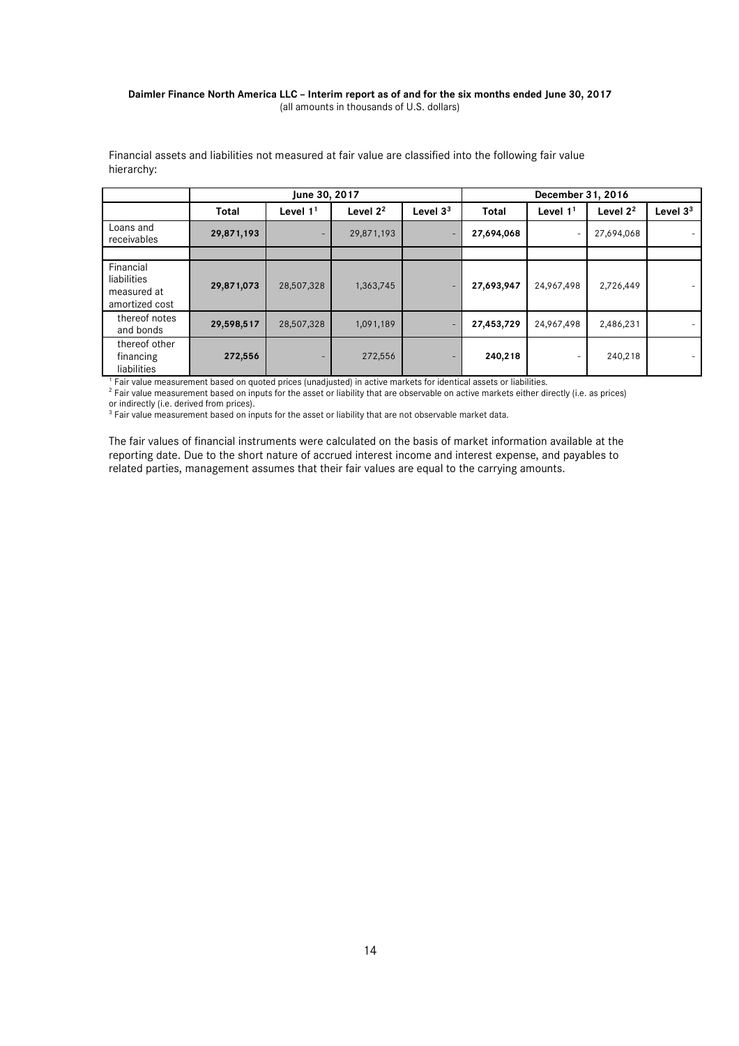Financial assets and liabilities not measured at fair value are classified into the following fair value hierarchy:

| | June 30, 2017 | | | | December 31, 2016 | | | |
|---|---|---|---|---|---|---|---|---|
| | **Total** | **Level 1[1]** | **Level 2[2]** | **Level 3[3]** | **Total** | **Level 1[1]** | **Level 2[2]** | **Level 3[3]** |
| Loans and receivables | **29,871,193** | - | 29,871,193 | - | **27,694,068** | - | 27,694,068 | - |
| | | | | | | | | |
| Financial liabilities measured at amortized cost | **29,871,073** | 28,507,328 | 1,363,745 | - | **27,693,947** | 24,967,498 | 2,726,449 | - |
| thereof notes and bonds | **29,598,517** | 28,507,328 | 1,091,189 | - | **27,453,729** | 24,967,498 | 2,486,231 | - |
| thereof other financing liabilities | **272,556** | - | 272,556 | - | **240,218** | - | 240,218 | - |

[1] Fair value measurement based on quoted prices (unadjusted) in active markets for identical assets or liabilities.
[2] Fair value measurement based on inputs for the asset or liability that are observable on active markets either directly (i.e. as prices) or indirectly (i.e. derived from prices).
[3] Fair value measurement based on inputs for the asset or liability that are not observable market data.

The fair values of financial instruments were calculated on the basis of market information available at the reporting date. Due to the short nature of accrued interest income and interest expense, and payables to related parties, management assumes that their fair values are equal to the carrying amounts.